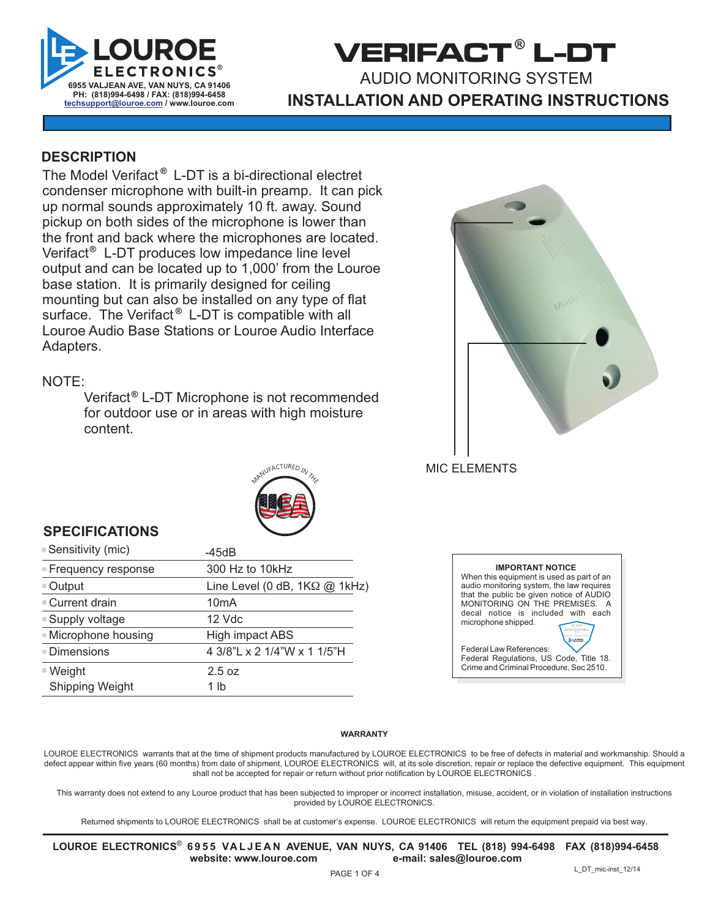# LOUROE ELECTRONICS®

6955 VALJEAN AVE, VAN NUYS, CA 91406
PH: (818)994-6498 / FAX: (818)994-6458
techsupport@louroe.com / www.louroe.com

# VERIFACT® L-DT

## AUDIO MONITORING SYSTEM

## INSTALLATION AND OPERATING INSTRUCTIONS

## DESCRIPTION

The Model Verifact® L-DT is a bi-directional electret condenser microphone with built-in preamp. It can pick up normal sounds approximately 10 ft. away. Sound pickup on both sides of the microphone is lower than the front and back where the microphones are located. Verifact® L-DT produces low impedance line level output and can be located up to 1,000' from the Louroe base station. It is primarily designed for ceiling mounting but can also be installed on any type of flat surface. The Verifact® L-DT is compatible with all Louroe Audio Base Stations or Louroe Audio Interface Adapters.

NOTE:

> Verifact® L-DT Microphone is not recommended for outdoor use or in areas with high moisture content.

MIC ELEMENTS

MANUFACTURED IN THE USA

## SPECIFICATIONS

| | |
|---|---|
| Sensitivity (mic) | -45dB |
| Frequency response | 300 Hz to 10kHz |
| Output | Line Level (0 dB, 1KΩ @ 1kHz) |
| Current drain | 10mA |
| Supply voltage | 12 Vdc |
| Microphone housing | High impact ABS |
| Dimensions | 4 3/8"L x 2 1/4"W x 1 1/5"H |
| Weight | 2.5 oz |
| Shipping Weight | 1 lb |

**IMPORTANT NOTICE**

When this equipment is used as part of an audio monitoring system, the law requires that the public be given notice of AUDIO MONITORING ON THE PREMISES. A decal notice is included with each microphone shipped.

Federal Law References:
Federal Regulations, US Code, Title 18. Crime and Criminal Procedure, Sec 2510.

**WARRANTY**

LOUROE ELECTRONICS warrants that at the time of shipment products manufactured by LOUROE ELECTRONICS to be free of defects in material and workmanship. Should a defect appear within five years (60 months) from date of shipment, LOUROE ELECTRONICS will, at its sole discretion, repair or replace the defective equipment. This equipment shall not be accepted for repair or return without prior notification by LOUROE ELECTRONICS .

This warranty does not extend to any Louroe product that has been subjected to improper or incorrect installation, misuse, accident, or in violation of installation instructions provided by LOUROE ELECTRONICS.

Returned shipments to LOUROE ELECTRONICS shall be at customer's expense. LOUROE ELECTRONICS will return the equipment prepaid via best way.

**LOUROE ELECTRONICS® 6955 VALJEAN AVENUE, VAN NUYS, CA 91406 TEL (818) 994-6498 FAX (818)994-6458**
**website: www.louroe.com e-mail: sales@louroe.com**

L_DT_mic-inst_12/14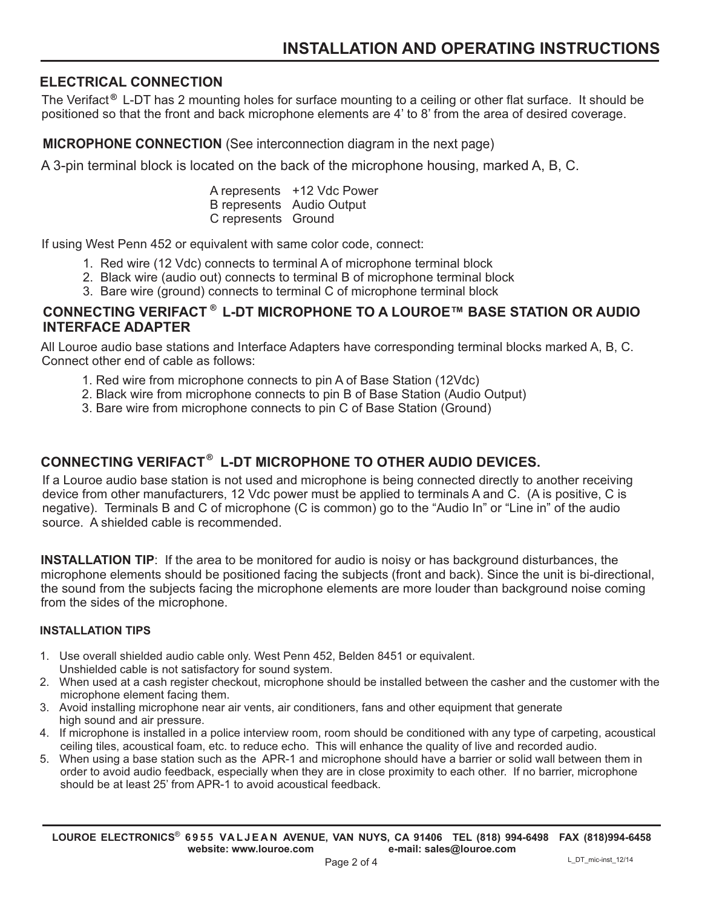# INSTALLATION AND OPERATING INSTRUCTIONS

## ELECTRICAL CONNECTION

The Verifact® L-DT has 2 mounting holes for surface mounting to a ceiling or other flat surface. It should be positioned so that the front and back microphone elements are 4' to 8' from the area of desired coverage.

## MICROPHONE CONNECTION (See interconnection diagram in the next page)

A 3-pin terminal block is located on the back of the microphone housing, marked A, B, C.

A represents +12 Vdc Power
B represents Audio Output
C represents Ground

If using West Penn 452 or equivalent with same color code, connect:

1. Red wire (12 Vdc) connects to terminal A of microphone terminal block
2. Black wire (audio out) connects to terminal B of microphone terminal block
3. Bare wire (ground) connects to terminal C of microphone terminal block

## CONNECTING VERIFACT ® L-DT MICROPHONE TO A LOUROE™ BASE STATION OR AUDIO INTERFACE ADAPTER

All Louroe audio base stations and Interface Adapters have corresponding terminal blocks marked A, B, C. Connect other end of cable as follows:

1. Red wire from microphone connects to pin A of Base Station (12Vdc)
2. Black wire from microphone connects to pin B of Base Station (Audio Output)
3. Bare wire from microphone connects to pin C of Base Station (Ground)

## CONNECTING VERIFACT® L-DT MICROPHONE TO OTHER AUDIO DEVICES.

If a Louroe audio base station is not used and microphone is being connected directly to another receiving device from other manufacturers, 12 Vdc power must be applied to terminals A and C. (A is positive, C is negative). Terminals B and C of microphone (C is common) go to the "Audio In" or "Line in" of the audio source. A shielded cable is recommended.

**INSTALLATION TIP**: If the area to be monitored for audio is noisy or has background disturbances, the microphone elements should be positioned facing the subjects (front and back). Since the unit is bi-directional, the sound from the subjects facing the microphone elements are more louder than background noise coming from the sides of the microphone.

### INSTALLATION TIPS

1. Use overall shielded audio cable only. West Penn 452, Belden 8451 or equivalent. Unshielded cable is not satisfactory for sound system.
2. When used at a cash register checkout, microphone should be installed between the casher and the customer with the microphone element facing them.
3. Avoid installing microphone near air vents, air conditioners, fans and other equipment that generate high sound and air pressure.
4. If microphone is installed in a police interview room, room should be conditioned with any type of carpeting, acoustical ceiling tiles, acoustical foam, etc. to reduce echo. This will enhance the quality of live and recorded audio.
5. When using a base station such as the APR-1 and microphone should have a barrier or solid wall between them in order to avoid audio feedback, especially when they are in close proximity to each other. If no barrier, microphone should be at least 25' from APR-1 to avoid acoustical feedback.

LOUROE ELECTRONICS® 6955 VALJEAN AVENUE, VAN NUYS, CA 91406 TEL (818) 994-6498 FAX (818)994-6458
website: www.louroe.com e-mail: sales@louroe.com

L_DT_mic-inst_12/14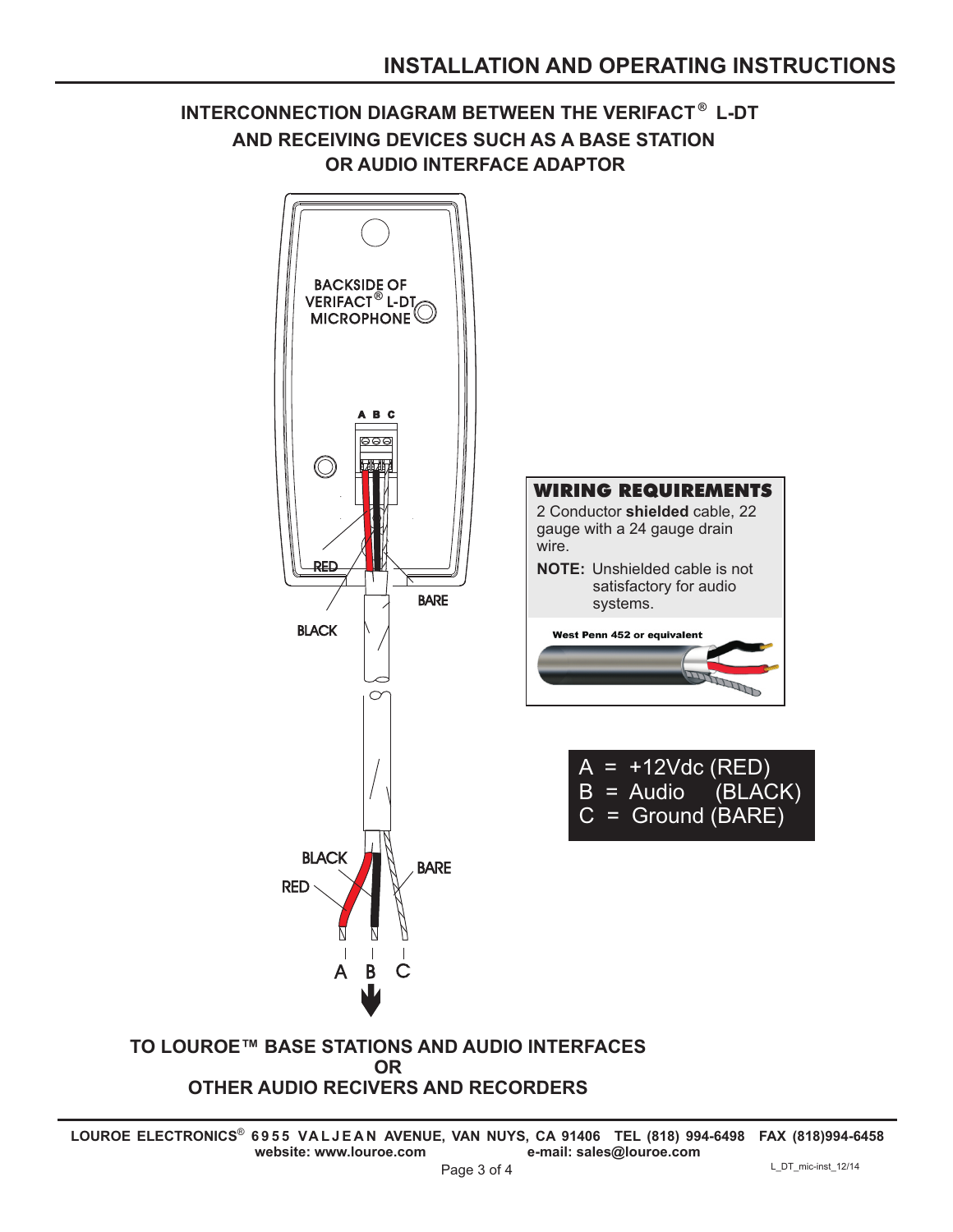# INSTALLATION AND OPERATING INSTRUCTIONS

## INTERCONNECTION DIAGRAM BETWEEN THE VERIFACT® L-DT AND RECEIVING DEVICES SUCH AS A BASE STATION OR AUDIO INTERFACE ADAPTOR

BACKSIDE OF VERIFACT® L-DT MICROPHONE

A B C

RED

BARE

BLACK

### WIRING REQUIREMENTS

2 Conductor **shielded** cable, 22 gauge with a 24 gauge drain wire.

**NOTE:** Unshielded cable is not satisfactory for audio systems.

West Penn 452 or equivalent

A = +12Vdc (RED)
B = Audio (BLACK)
C = Ground (BARE)

BLACK

BARE

RED

A B C

**TO LOUROE™ BASE STATIONS AND AUDIO INTERFACES**
**OR**
**OTHER AUDIO RECIVERS AND RECORDERS**

LOUROE ELECTRONICS® 6955 VALJEAN AVENUE, VAN NUYS, CA 91406 TEL (818) 994-6498 FAX (818)994-6458
website: www.louroe.com e-mail: sales@louroe.com

L_DT_mic-inst_12/14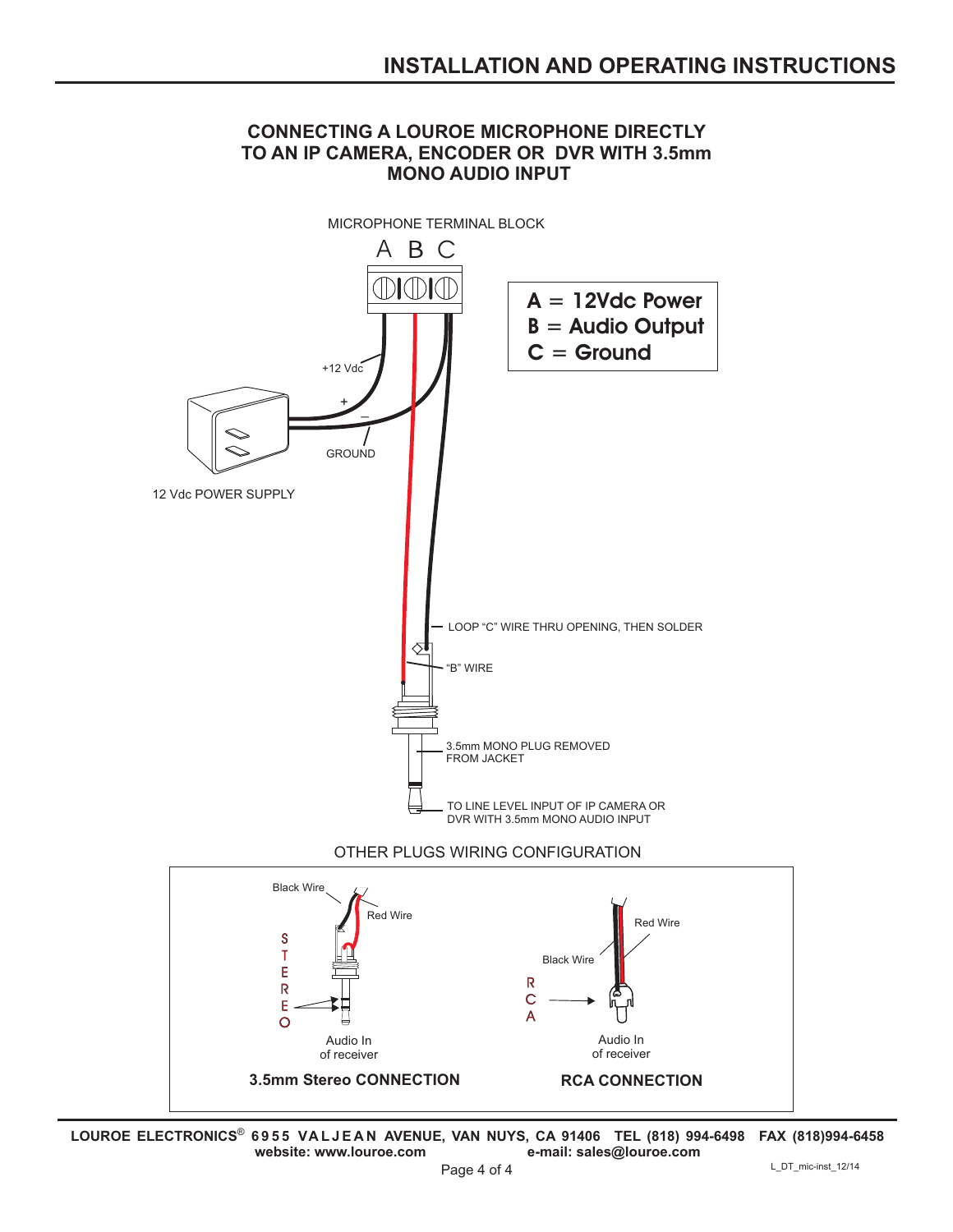# INSTALLATION AND OPERATING INSTRUCTIONS

## CONNECTING A LOUROE MICROPHONE DIRECTLY TO AN IP CAMERA, ENCODER OR DVR WITH 3.5mm MONO AUDIO INPUT

MICROPHONE TERMINAL BLOCK

A B C

**A = 12Vdc Power**
**B = Audio Output**
**C = Ground**

+12 Vdc

+

–

GROUND

12 Vdc POWER SUPPLY

LOOP "C" WIRE THRU OPENING, THEN SOLDER

"B" WIRE

3.5mm MONO PLUG REMOVED FROM JACKET

TO LINE LEVEL INPUT OF IP CAMERA OR DVR WITH 3.5mm MONO AUDIO INPUT

OTHER PLUGS WIRING CONFIGURATION

Black Wire

Red Wire

STEREO

Audio In of receiver

**3.5mm Stereo CONNECTION**

Red Wire

Black Wire

RCA

Audio In of receiver

**RCA CONNECTION**

**LOUROE ELECTRONICS® 6955 VALJEAN AVENUE, VAN NUYS, CA 91406 TEL (818) 994-6498 FAX (818)994-6458**
**website: www.louroe.com e-mail: sales@louroe.com**

L_DT_mic-inst_12/14